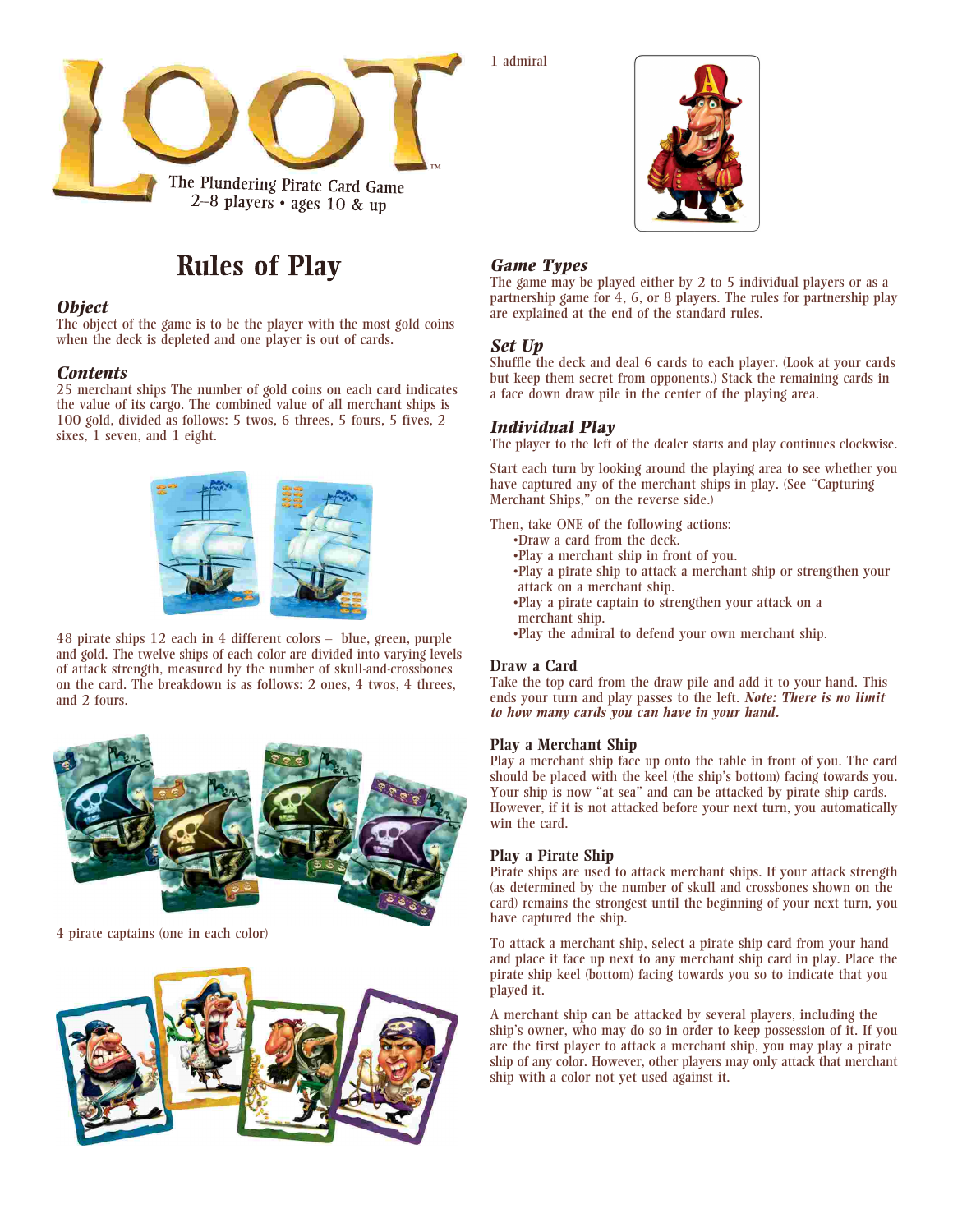# LOOT

The Plundering Pirate Card Game
2–8 players • ages 10 & up

## Rules of Play

### *Object*

The object of the game is to be the player with the most gold coins when the deck is depleted and one player is out of cards.

### *Contents*

25 merchant ships The number of gold coins on each card indicates the value of its cargo. The combined value of all merchant ships is 100 gold, divided as follows: 5 twos, 6 threes, 5 fours, 5 fives, 2 sixes, 1 seven, and 1 eight.

48 pirate ships 12 each in 4 different colors – blue, green, purple and gold. The twelve ships of each color are divided into varying levels of attack strength, measured by the number of skull-and-crossbones on the card. The breakdown is as follows: 2 ones, 4 twos, 4 threes, and 2 fours.

4 pirate captains (one in each color)

1 admiral

### *Game Types*

The game may be played either by 2 to 5 individual players or as a partnership game for 4, 6, or 8 players. The rules for partnership play are explained at the end of the standard rules.

### *Set Up*

Shuffle the deck and deal 6 cards to each player. (Look at your cards but keep them secret from opponents.) Stack the remaining cards in a face down draw pile in the center of the playing area.

### *Individual Play*

The player to the left of the dealer starts and play continues clockwise.

Start each turn by looking around the playing area to see whether you have captured any of the merchant ships in play. (See "Capturing Merchant Ships," on the reverse side.)

Then, take ONE of the following actions:

- Draw a card from the deck.
- Play a merchant ship in front of you.
- Play a pirate ship to attack a merchant ship or strengthen your attack on a merchant ship.
- Play a pirate captain to strengthen your attack on a merchant ship.
- Play the admiral to defend your own merchant ship.

#### Draw a Card

Take the top card from the draw pile and add it to your hand. This ends your turn and play passes to the left. ***Note: There is no limit to how many cards you can have in your hand.***

#### Play a Merchant Ship

Play a merchant ship face up onto the table in front of you. The card should be placed with the keel (the ship's bottom) facing towards you. Your ship is now "at sea" and can be attacked by pirate ship cards. However, if it is not attacked before your next turn, you automatically win the card.

#### Play a Pirate Ship

Pirate ships are used to attack merchant ships. If your attack strength (as determined by the number of skull and crossbones shown on the card) remains the strongest until the beginning of your next turn, you have captured the ship.

To attack a merchant ship, select a pirate ship card from your hand and place it face up next to any merchant ship card in play. Place the pirate ship keel (bottom) facing towards you so to indicate that you played it.

A merchant ship can be attacked by several players, including the ship's owner, who may do so in order to keep possession of it. If you are the first player to attack a merchant ship, you may play a pirate ship of any color. However, other players may only attack that merchant ship with a color not yet used against it.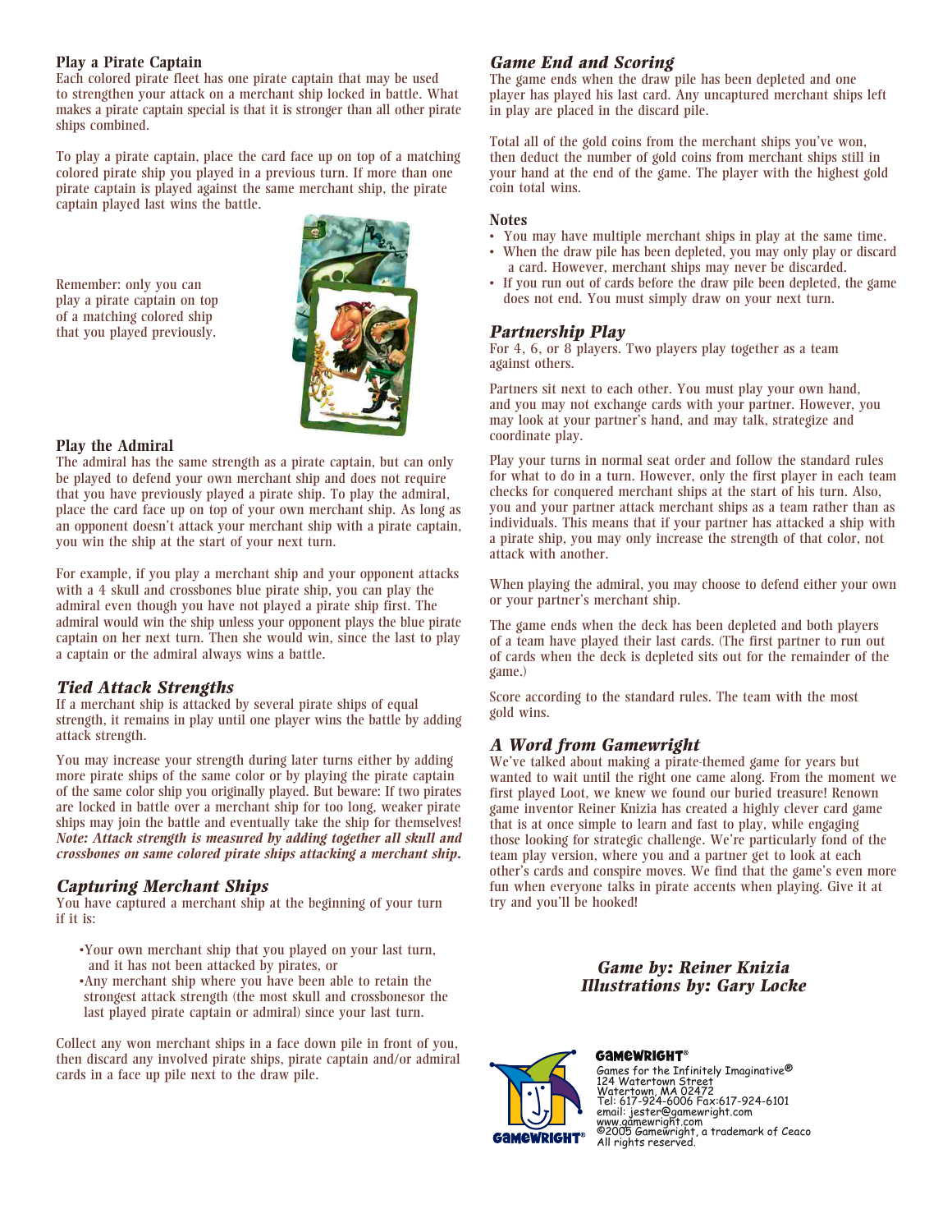## Play a Pirate Captain

Each colored pirate fleet has one pirate captain that may be used to strengthen your attack on a merchant ship locked in battle. What makes a pirate captain special is that it is stronger than all other pirate ships combined.

To play a pirate captain, place the card face up on top of a matching colored pirate ship you played in a previous turn. If more than one pirate captain is played against the same merchant ship, the pirate captain played last wins the battle.

Remember: only you can play a pirate captain on top of a matching colored ship that you played previously.

## Play the Admiral

The admiral has the same strength as a pirate captain, but can only be played to defend your own merchant ship and does not require that you have previously played a pirate ship. To play the admiral, place the card face up on top of your own merchant ship. As long as an opponent doesn't attack your merchant ship with a pirate captain, you win the ship at the start of your next turn.

For example, if you play a merchant ship and your opponent attacks with a 4 skull and crossbones blue pirate ship, you can play the admiral even though you have not played a pirate ship first. The admiral would win the ship unless your opponent plays the blue pirate captain on her next turn. Then she would win, since the last to play a captain or the admiral always wins a battle.

## *Tied Attack Strengths*

If a merchant ship is attacked by several pirate ships of equal strength, it remains in play until one player wins the battle by adding attack strength.

You may increase your strength during later turns either by adding more pirate ships of the same color or by playing the pirate captain of the same color ship you originally played. But beware: If two pirates are locked in battle over a merchant ship for too long, weaker pirate ships may join the battle and eventually take the ship for themselves! ***Note: Attack strength is measured by adding together all skull and crossbones on same colored pirate ships attacking a merchant ship.***

## *Capturing Merchant Ships*

You have captured a merchant ship at the beginning of your turn if it is:

- Your own merchant ship that you played on your last turn, and it has not been attacked by pirates, or
- Any merchant ship where you have been able to retain the strongest attack strength (the most skull and crossbonesor the last played pirate captain or admiral) since your last turn.

Collect any won merchant ships in a face down pile in front of you, then discard any involved pirate ships, pirate captain and/or admiral cards in a face up pile next to the draw pile.

## *Game End and Scoring*

The game ends when the draw pile has been depleted and one player has played his last card. Any uncaptured merchant ships left in play are placed in the discard pile.

Total all of the gold coins from the merchant ships you've won, then deduct the number of gold coins from merchant ships still in your hand at the end of the game. The player with the highest gold coin total wins.

## Notes

- You may have multiple merchant ships in play at the same time.
- When the draw pile has been depleted, you may only play or discard a card. However, merchant ships may never be discarded.
- If you run out of cards before the draw pile been depleted, the game does not end. You must simply draw on your next turn.

## *Partnership Play*

For 4, 6, or 8 players. Two players play together as a team against others.

Partners sit next to each other. You must play your own hand, and you may not exchange cards with your partner. However, you may look at your partner's hand, and may talk, strategize and coordinate play.

Play your turns in normal seat order and follow the standard rules for what to do in a turn. However, only the first player in each team checks for conquered merchant ships at the start of his turn. Also, you and your partner attack merchant ships as a team rather than as individuals. This means that if your partner has attacked a ship with a pirate ship, you may only increase the strength of that color, not attack with another.

When playing the admiral, you may choose to defend either your own or your partner's merchant ship.

The game ends when the deck has been depleted and both players of a team have played their last cards. (The first partner to run out of cards when the deck is depleted sits out for the remainder of the game.)

Score according to the standard rules. The team with the most gold wins.

## *A Word from Gamewright*

We've talked about making a pirate-themed game for years but wanted to wait until the right one came along. From the moment we first played Loot, we knew we found our buried treasure! Renown game inventor Reiner Knizia has created a highly clever card game that is at once simple to learn and fast to play, while engaging those looking for strategic challenge. We're particularly fond of the team play version, where you and a partner get to look at each other's cards and conspire moves. We find that the game's even more fun when everyone talks in pirate accents when playing. Give it at try and you'll be hooked!

***Game by: Reiner Knizia***
***Illustrations by: Gary Locke***

GAMEWRIGHT®

Games for the Infinitely Imaginative®
124 Watertown Street
Watertown, MA 02472
Tel: 617-924-6006 Fax:617-924-6101
email: jester@gamewright.com
www.gamewright.com
©2005 Gamewright, a trademark of Ceaco
All rights reserved.